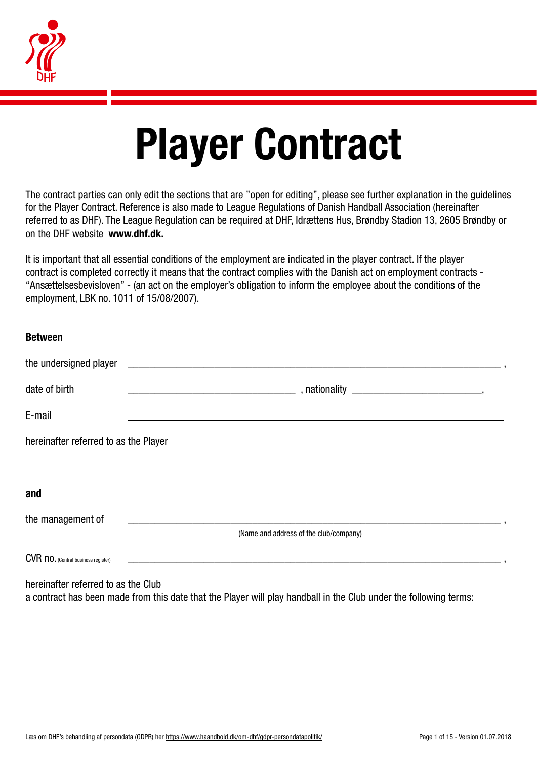# Player Contract

The contract parties can only edit the sections that are "open for editing", please see further explanation in the guidelines for the Player Contract. Reference is also made to League Regulations of Danish Handball Association (hereinafter referred to as DHF). The League Regulation can be required at DHF, Idrættens Hus, Brøndby Stadion 13, 2605 Brøndby or on the DHF website **www.dhf.dk.**

It is important that all essential conditions of the employment are indicated in the player contract. If the player contract is completed correctly it means that the contract complies with the Danish act on employment contracts - "Ansættelsesbevisloven" - (an act on the employer's obligation to inform the employee about the conditions of the employment, LBK no. 1011 of 15/08/2007).

**Between**

the undersigned player ________________________________________________________________ ,

date of birth ______________________________ , nationality ________________________,

E-mail ______________________________________________________________________

hereinafter referred to as the Player

**and**

the management of ________________________________________________________________ ,

(Name and address of the club/company)

CVR no. (Central business register) ________________________________________________________________ ,

hereinafter referred to as the Club
a contract has been made from this date that the Player will play handball in the Club under the following terms:

Læs om DHF's behandling af persondata (GDPR) her https://www.haandbold.dk/om-dhf/gdpr-persondatapolitik/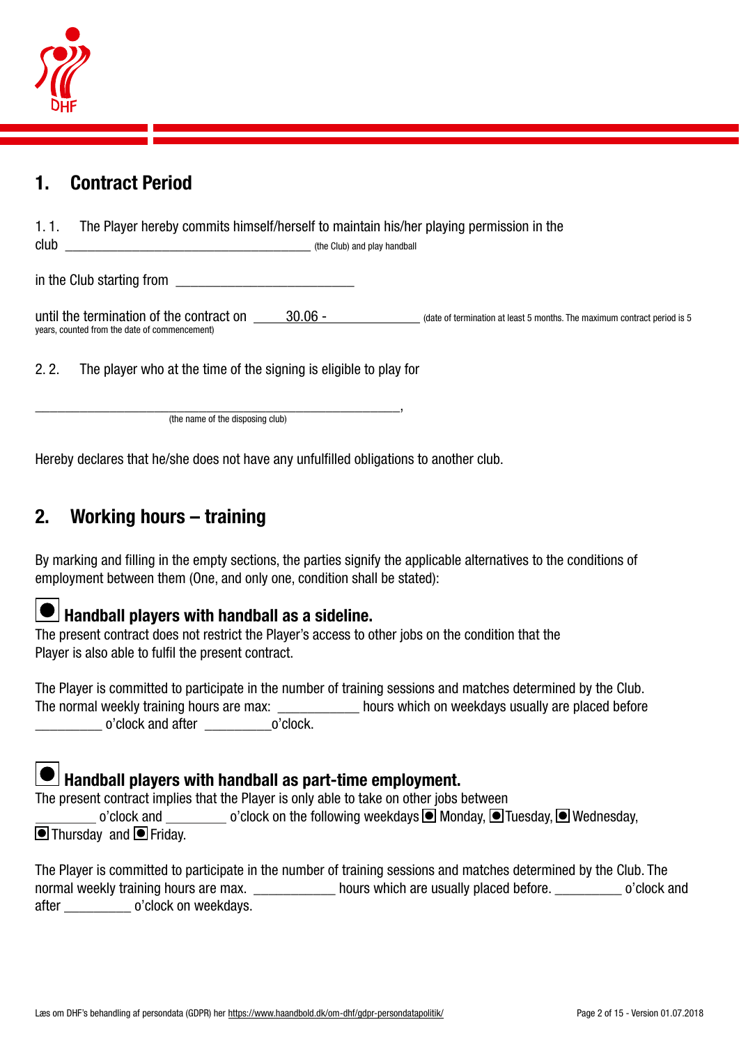## 1. Contract Period

1\. 1. The Player hereby commits himself/herself to maintain his/her playing permission in the club ___________________________________ (the Club) and play handball

in the Club starting from ___________________________

until the termination of the contract on 30.06 - ____________ (date of termination at least 5 months. The maximum contract period is 5 years, counted from the date of commencement)

2\. 2. The player who at the time of the signing is eligible to play for

___________________________________________________________,
(the name of the disposing club)

Hereby declares that he/she does not have any unfulfilled obligations to another club.

## 2. Working hours – training

By marking and filling in the empty sections, the parties signify the applicable alternatives to the conditions of employment between them (One, and only one, condition shall be stated):

☐ **Handball players with handball as a sideline.**

The present contract does not restrict the Player's access to other jobs on the condition that the Player is also able to fulfil the present contract.

The Player is committed to participate in the number of training sessions and matches determined by the Club. The normal weekly training hours are max: ____________ hours which on weekdays usually are placed before __________ o'clock and after __________o'clock.

☐ **Handball players with handball as part-time employment.**

The present contract implies that the Player is only able to take on other jobs between _________ o'clock and _________ o'clock on the following weekdays ☐ Monday, ☐ Tuesday, ☐ Wednesday, ☐ Thursday and ☐ Friday.

The Player is committed to participate in the number of training sessions and matches determined by the Club. The normal weekly training hours are max. ____________ hours which are usually placed before. __________ o'clock and after __________ o'clock on weekdays.

Læs om DHF's behandling af persondata (GDPR) her https://www.haandbold.dk/om-dhf/gdpr-persondatapolitik/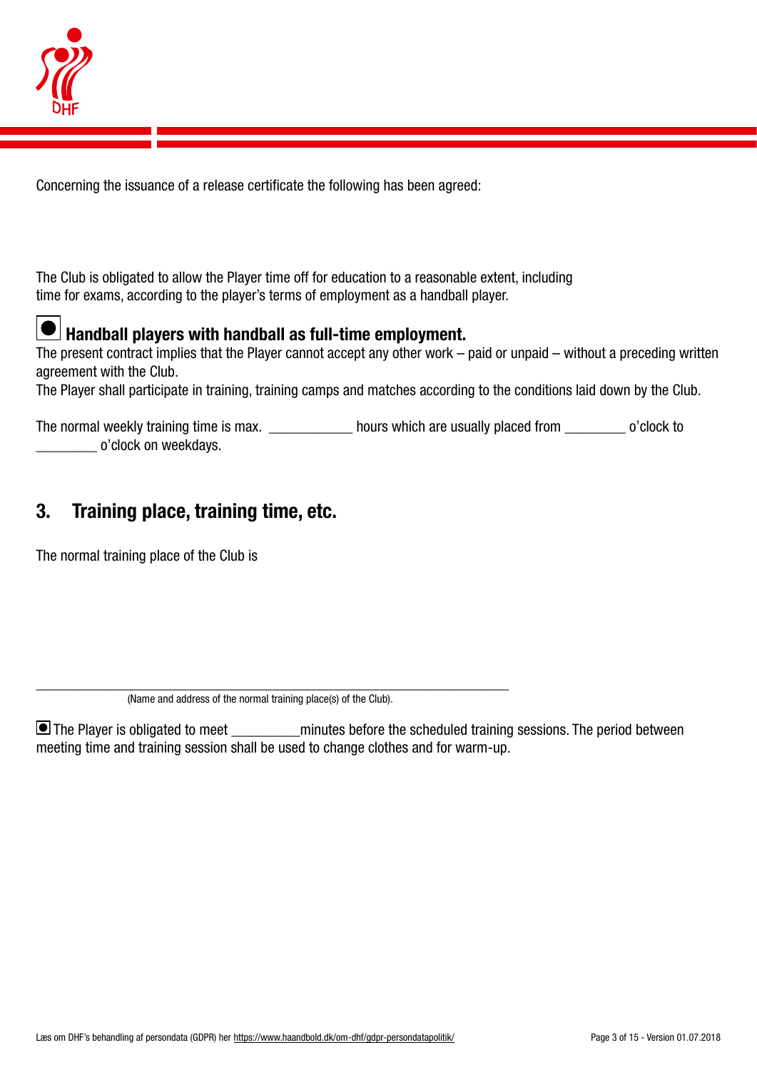Concerning the issuance of a release certificate the following has been agreed:

The Club is obligated to allow the Player time off for education to a reasonable extent, including time for exams, according to the player's terms of employment as a handball player.

☒ **Handball players with handball as full-time employment.**

The present contract implies that the Player cannot accept any other work – paid or unpaid – without a preceding written agreement with the Club.

The Player shall participate in training, training camps and matches according to the conditions laid down by the Club.

The normal weekly training time is max. ___________ hours which are usually placed from ________ o'clock to ________ o'clock on weekdays.

## 3. Training place, training time, etc.

The normal training place of the Club is

_____________________________________________________________________

(Name and address of the normal training place(s) of the Club).

☒ The Player is obligated to meet _________minutes before the scheduled training sessions. The period between meeting time and training session shall be used to change clothes and for warm-up.

Læs om DHF's behandling af persondata (GDPR) her https://www.haandbold.dk/om-dhf/gdpr-persondatapolitik/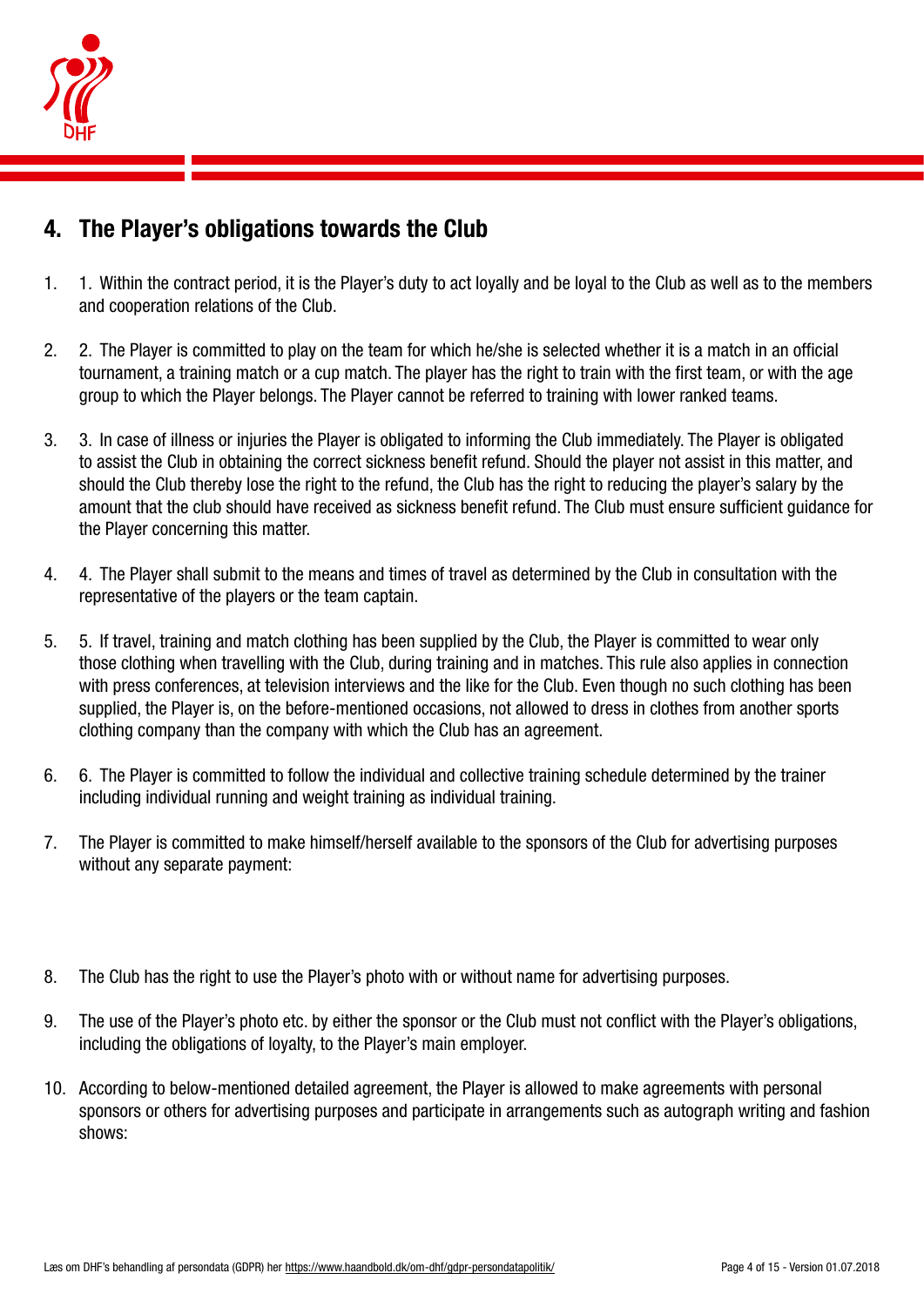## 4. The Player's obligations towards the Club

1. 1. Within the contract period, it is the Player's duty to act loyally and be loyal to the Club as well as to the members and cooperation relations of the Club.

2. 2. The Player is committed to play on the team for which he/she is selected whether it is a match in an official tournament, a training match or a cup match. The player has the right to train with the first team, or with the age group to which the Player belongs. The Player cannot be referred to training with lower ranked teams.

3. 3. In case of illness or injuries the Player is obligated to informing the Club immediately. The Player is obligated to assist the Club in obtaining the correct sickness benefit refund. Should the player not assist in this matter, and should the Club thereby lose the right to the refund, the Club has the right to reducing the player's salary by the amount that the club should have received as sickness benefit refund. The Club must ensure sufficient guidance for the Player concerning this matter.

4. 4. The Player shall submit to the means and times of travel as determined by the Club in consultation with the representative of the players or the team captain.

5. 5. If travel, training and match clothing has been supplied by the Club, the Player is committed to wear only those clothing when travelling with the Club, during training and in matches. This rule also applies in connection with press conferences, at television interviews and the like for the Club. Even though no such clothing has been supplied, the Player is, on the before-mentioned occasions, not allowed to dress in clothes from another sports clothing company than the company with which the Club has an agreement.

6. 6. The Player is committed to follow the individual and collective training schedule determined by the trainer including individual running and weight training as individual training.

7. The Player is committed to make himself/herself available to the sponsors of the Club for advertising purposes without any separate payment:

8. The Club has the right to use the Player's photo with or without name for advertising purposes.

9. The use of the Player's photo etc. by either the sponsor or the Club must not conflict with the Player's obligations, including the obligations of loyalty, to the Player's main employer.

10. According to below-mentioned detailed agreement, the Player is allowed to make agreements with personal sponsors or others for advertising purposes and participate in arrangements such as autograph writing and fashion shows:

Læs om DHF's behandling af persondata (GDPR) her https://www.haandbold.dk/om-dhf/gdpr-persondatapolitik/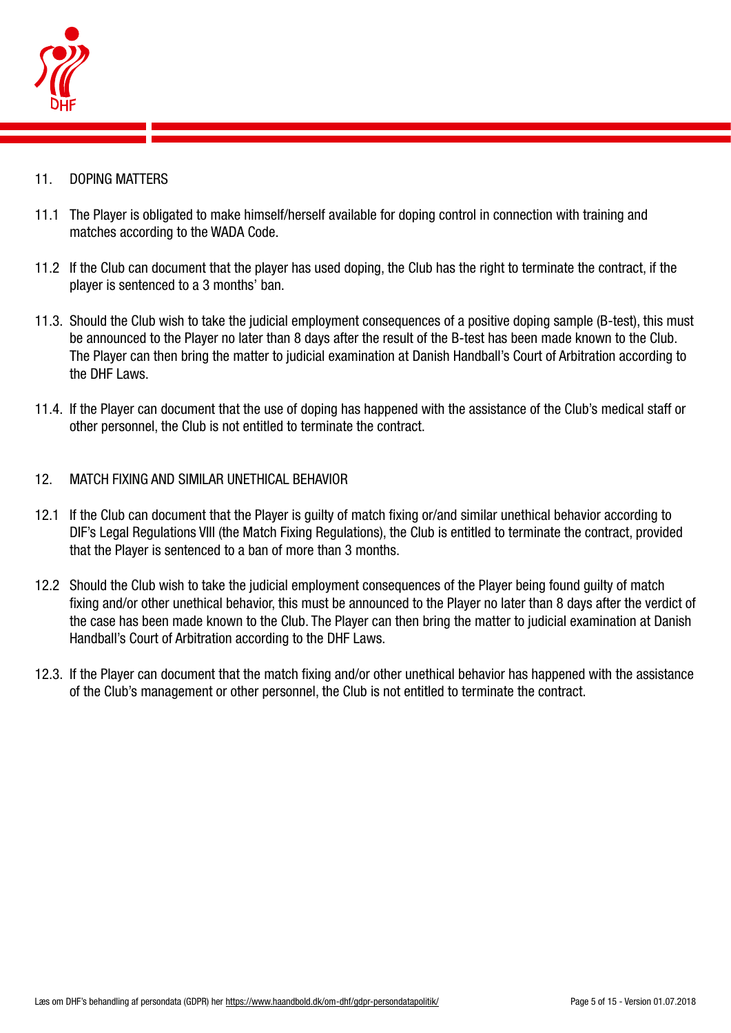## 11. DOPING MATTERS

11.1 The Player is obligated to make himself/herself available for doping control in connection with training and matches according to the WADA Code.

11.2 If the Club can document that the player has used doping, the Club has the right to terminate the contract, if the player is sentenced to a 3 months' ban.

11.3. Should the Club wish to take the judicial employment consequences of a positive doping sample (B-test), this must be announced to the Player no later than 8 days after the result of the B-test has been made known to the Club. The Player can then bring the matter to judicial examination at Danish Handball's Court of Arbitration according to the DHF Laws.

11.4. If the Player can document that the use of doping has happened with the assistance of the Club's medical staff or other personnel, the Club is not entitled to terminate the contract.

## 12. MATCH FIXING AND SIMILAR UNETHICAL BEHAVIOR

12.1 If the Club can document that the Player is guilty of match fixing or/and similar unethical behavior according to DIF's Legal Regulations VIII (the Match Fixing Regulations), the Club is entitled to terminate the contract, provided that the Player is sentenced to a ban of more than 3 months.

12.2 Should the Club wish to take the judicial employment consequences of the Player being found guilty of match fixing and/or other unethical behavior, this must be announced to the Player no later than 8 days after the verdict of the case has been made known to the Club. The Player can then bring the matter to judicial examination at Danish Handball's Court of Arbitration according to the DHF Laws.

12.3. If the Player can document that the match fixing and/or other unethical behavior has happened with the assistance of the Club's management or other personnel, the Club is not entitled to terminate the contract.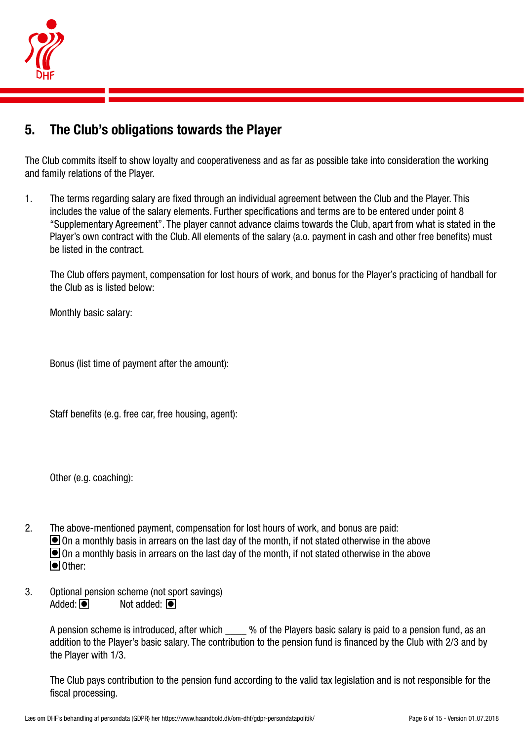## 5. The Club's obligations towards the Player

The Club commits itself to show loyalty and cooperativeness and as far as possible take into consideration the working and family relations of the Player.

1. The terms regarding salary are fixed through an individual agreement between the Club and the Player. This includes the value of the salary elements. Further specifications and terms are to be entered under point 8 "Supplementary Agreement". The player cannot advance claims towards the Club, apart from what is stated in the Player's own contract with the Club. All elements of the salary (a.o. payment in cash and other free benefits) must be listed in the contract.

   The Club offers payment, compensation for lost hours of work, and bonus for the Player's practicing of handball for the Club as is listed below:

   Monthly basic salary:

   Bonus (list time of payment after the amount):

   Staff benefits (e.g. free car, free housing, agent):

   Other (e.g. coaching):

2. The above-mentioned payment, compensation for lost hours of work, and bonus are paid:
   ◙ On a monthly basis in arrears on the last day of the month, if not stated otherwise in the above
   ◙ On a monthly basis in arrears on the last day of the month, if not stated otherwise in the above
   ◙ Other:

3. Optional pension scheme (not sport savings)
   Added: ◙ Not added: ◙

   A pension scheme is introduced, after which ____ % of the Players basic salary is paid to a pension fund, as an addition to the Player's basic salary. The contribution to the pension fund is financed by the Club with 2/3 and by the Player with 1/3.

   The Club pays contribution to the pension fund according to the valid tax legislation and is not responsible for the fiscal processing.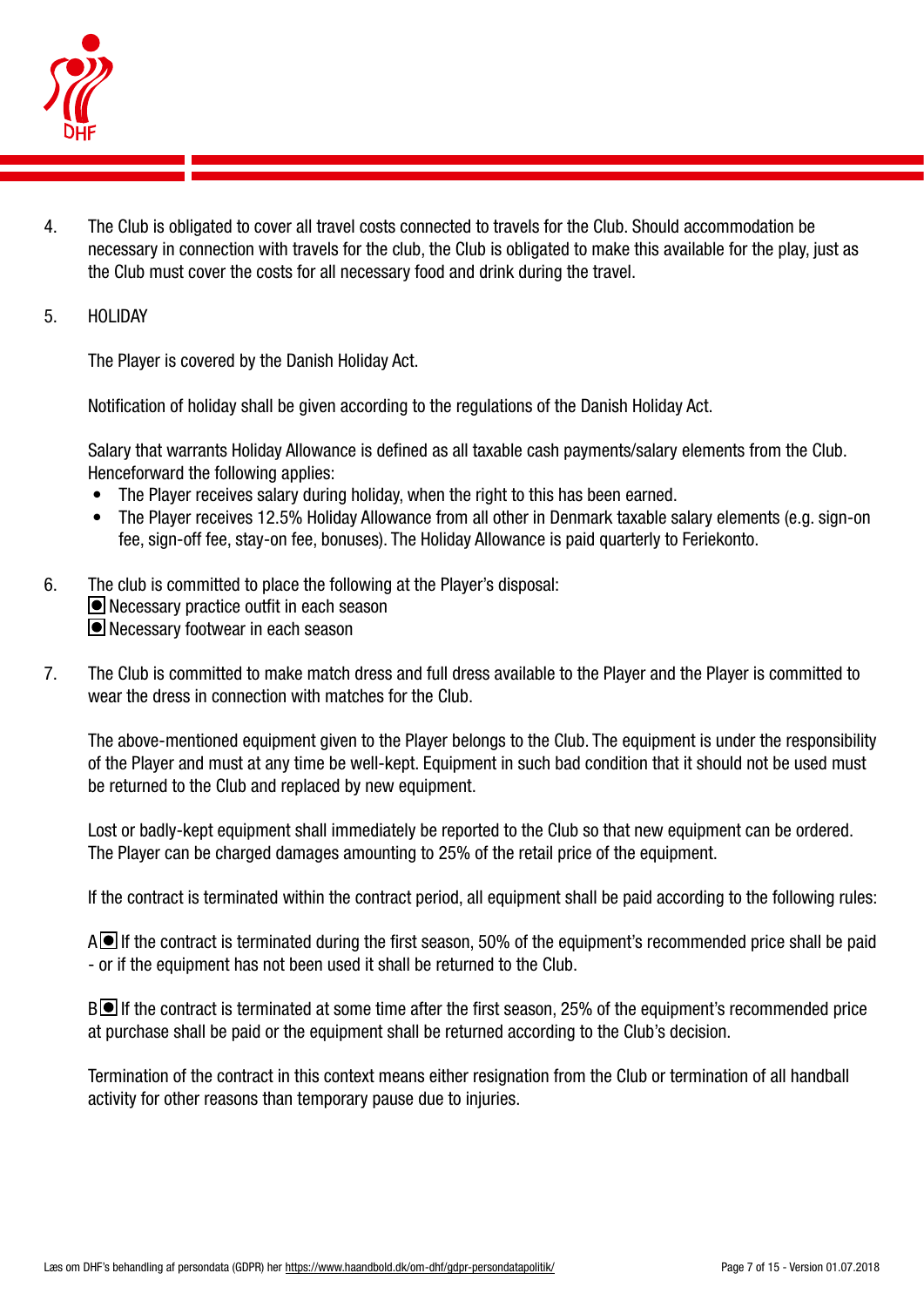4. The Club is obligated to cover all travel costs connected to travels for the Club. Should accommodation be necessary in connection with travels for the club, the Club is obligated to make this available for the play, just as the Club must cover the costs for all necessary food and drink during the travel.

5. HOLIDAY

   The Player is covered by the Danish Holiday Act.

   Notification of holiday shall be given according to the regulations of the Danish Holiday Act.

   Salary that warrants Holiday Allowance is defined as all taxable cash payments/salary elements from the Club. Henceforward the following applies:

   - The Player receives salary during holiday, when the right to this has been earned.
   - The Player receives 12.5% Holiday Allowance from all other in Denmark taxable salary elements (e.g. sign-on fee, sign-off fee, stay-on fee, bonuses). The Holiday Allowance is paid quarterly to Feriekonto.

6. The club is committed to place the following at the Player's disposal:
   ☒ Necessary practice outfit in each season
   ☒ Necessary footwear in each season

7. The Club is committed to make match dress and full dress available to the Player and the Player is committed to wear the dress in connection with matches for the Club.

   The above-mentioned equipment given to the Player belongs to the Club. The equipment is under the responsibility of the Player and must at any time be well-kept. Equipment in such bad condition that it should not be used must be returned to the Club and replaced by new equipment.

   Lost or badly-kept equipment shall immediately be reported to the Club so that new equipment can be ordered. The Player can be charged damages amounting to 25% of the retail price of the equipment.

   If the contract is terminated within the contract period, all equipment shall be paid according to the following rules:

   A ☒ If the contract is terminated during the first season, 50% of the equipment's recommended price shall be paid - or if the equipment has not been used it shall be returned to the Club.

   B ☒ If the contract is terminated at some time after the first season, 25% of the equipment's recommended price at purchase shall be paid or the equipment shall be returned according to the Club's decision.

   Termination of the contract in this context means either resignation from the Club or termination of all handball activity for other reasons than temporary pause due to injuries.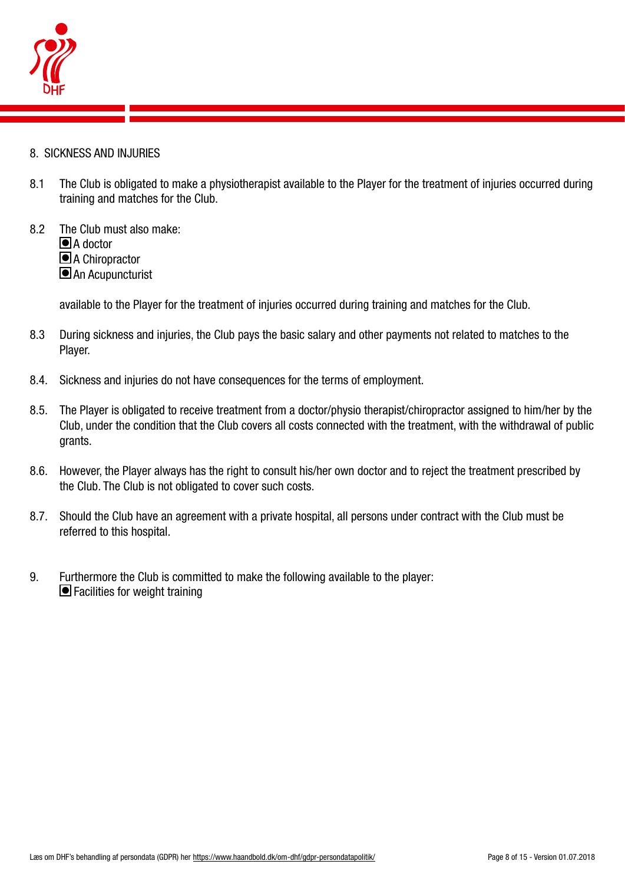## 8. SICKNESS AND INJURIES

8.1 The Club is obligated to make a physiotherapist available to the Player for the treatment of injuries occurred during training and matches for the Club.

8.2 The Club must also make:
- [x] A doctor
- [x] A Chiropractor
- [x] An Acupuncturist

available to the Player for the treatment of injuries occurred during training and matches for the Club.

8.3 During sickness and injuries, the Club pays the basic salary and other payments not related to matches to the Player.

8.4. Sickness and injuries do not have consequences for the terms of employment.

8.5. The Player is obligated to receive treatment from a doctor/physio therapist/chiropractor assigned to him/her by the Club, under the condition that the Club covers all costs connected with the treatment, with the withdrawal of public grants.

8.6. However, the Player always has the right to consult his/her own doctor and to reject the treatment prescribed by the Club. The Club is not obligated to cover such costs.

8.7. Should the Club have an agreement with a private hospital, all persons under contract with the Club must be referred to this hospital.

9. Furthermore the Club is committed to make the following available to the player:
- [x] Facilities for weight training

Læs om DHF's behandling af persondata (GDPR) her https://www.haandbold.dk/om-dhf/gdpr-persondatapolitik/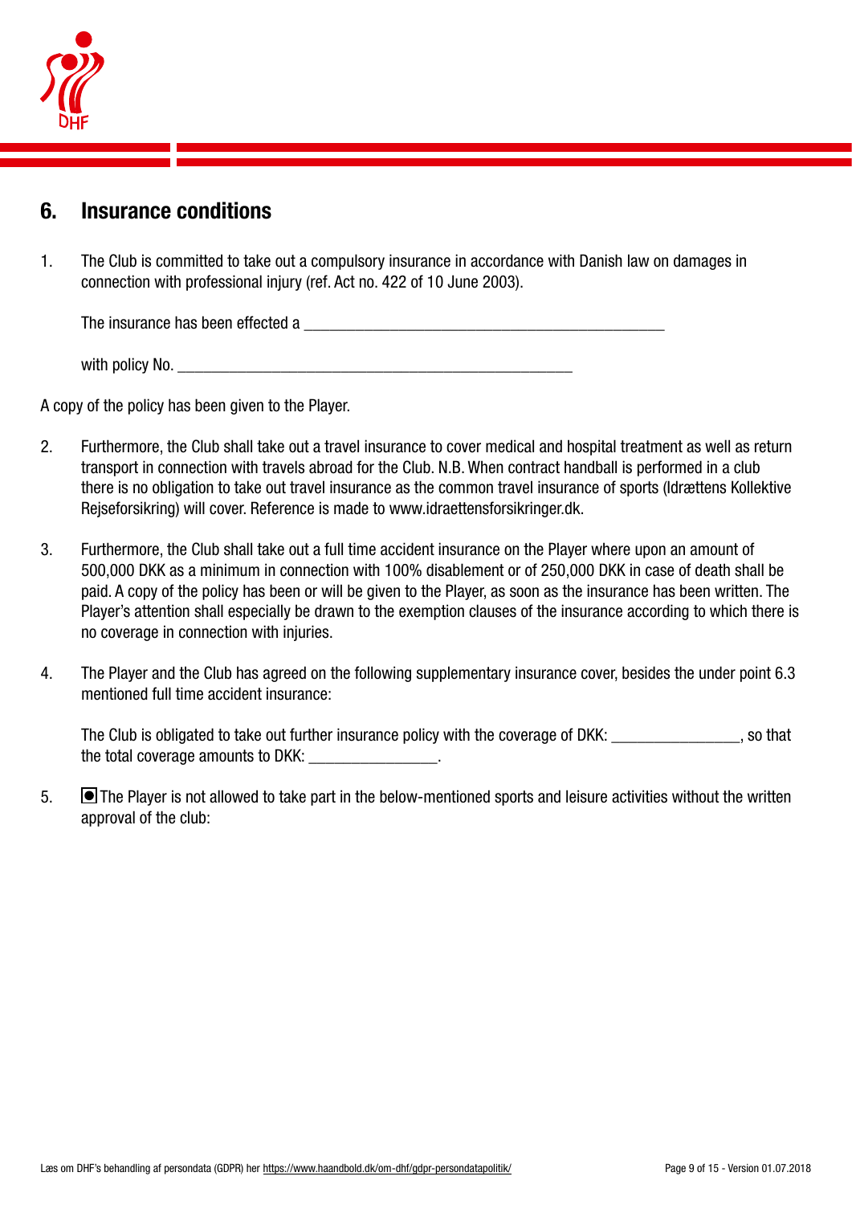## 6. Insurance conditions

1. The Club is committed to take out a compulsory insurance in accordance with Danish law on damages in connection with professional injury (ref. Act no. 422 of 10 June 2003).

   The insurance has been effected a ______________________________________________

   with policy No. ____________________________________________________

A copy of the policy has been given to the Player.

2. Furthermore, the Club shall take out a travel insurance to cover medical and hospital treatment as well as return transport in connection with travels abroad for the Club. N.B. When contract handball is performed in a club there is no obligation to take out travel insurance as the common travel insurance of sports (Idrættens Kollektive Rejseforsikring) will cover. Reference is made to www.idraettensforsikringer.dk.

3. Furthermore, the Club shall take out a full time accident insurance on the Player where upon an amount of 500,000 DKK as a minimum in connection with 100% disablement or of 250,000 DKK in case of death shall be paid. A copy of the policy has been or will be given to the Player, as soon as the insurance has been written. The Player's attention shall especially be drawn to the exemption clauses of the insurance according to which there is no coverage in connection with injuries.

4. The Player and the Club has agreed on the following supplementary insurance cover, besides the under point 6.3 mentioned full time accident insurance:

   The Club is obligated to take out further insurance policy with the coverage of DKK: ________________, so that the total coverage amounts to DKK: ________________.

5. ☒ The Player is not allowed to take part in the below-mentioned sports and leisure activities without the written approval of the club: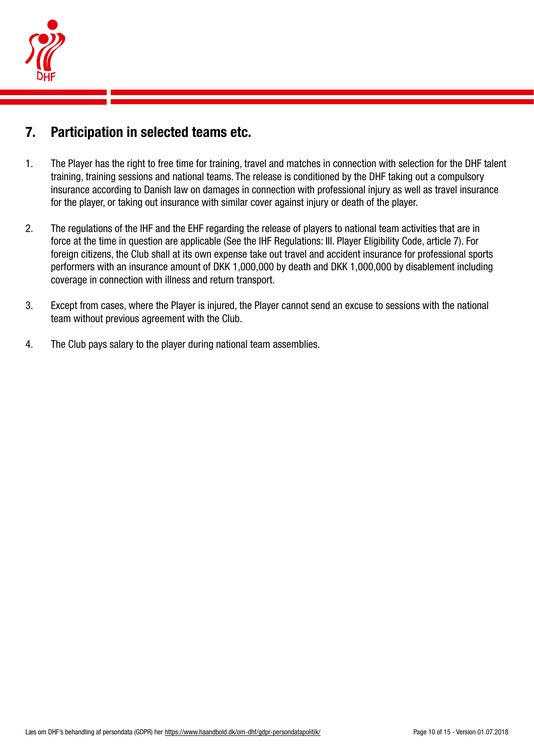## 7. Participation in selected teams etc.

1. The Player has the right to free time for training, travel and matches in connection with selection for the DHF talent training, training sessions and national teams. The release is conditioned by the DHF taking out a compulsory insurance according to Danish law on damages in connection with professional injury as well as travel insurance for the player, or taking out insurance with similar cover against injury or death of the player.

2. The regulations of the IHF and the EHF regarding the release of players to national team activities that are in force at the time in question are applicable (See the IHF Regulations: III. Player Eligibility Code, article 7). For foreign citizens, the Club shall at its own expense take out travel and accident insurance for professional sports performers with an insurance amount of DKK 1,000,000 by death and DKK 1,000,000 by disablement including coverage in connection with illness and return transport.

3. Except from cases, where the Player is injured, the Player cannot send an excuse to sessions with the national team without previous agreement with the Club.

4. The Club pays salary to the player during national team assemblies.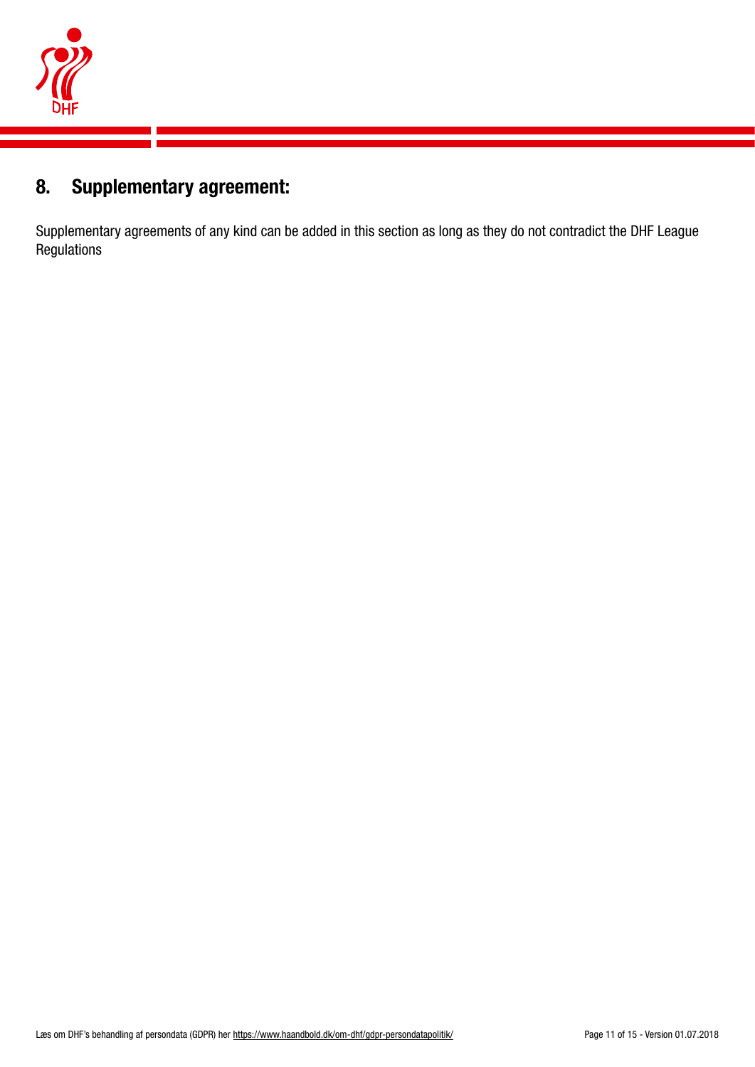## 8. Supplementary agreement:

Supplementary agreements of any kind can be added in this section as long as they do not contradict the DHF League Regulations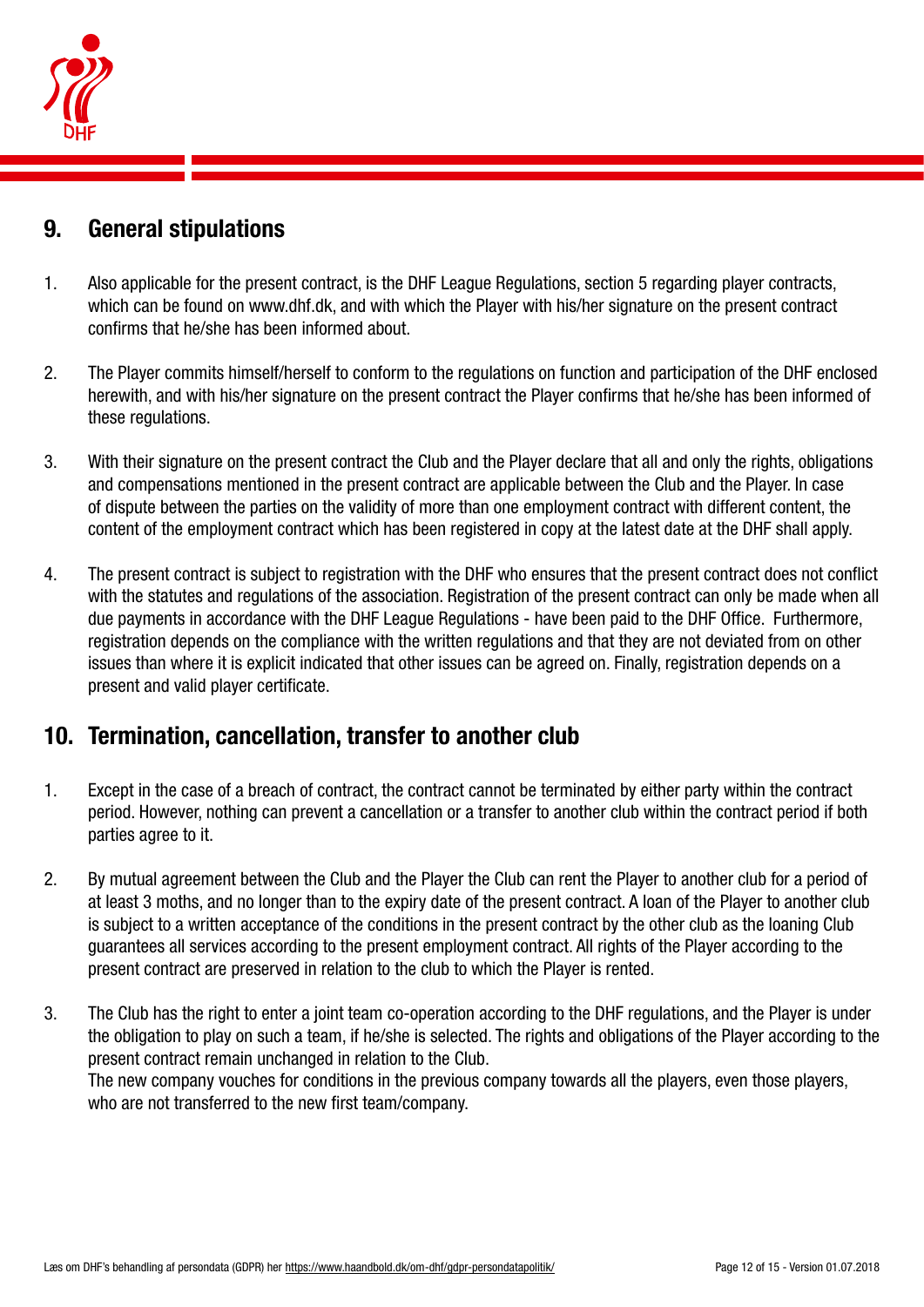## 9. General stipulations

1. Also applicable for the present contract, is the DHF League Regulations, section 5 regarding player contracts, which can be found on www.dhf.dk, and with which the Player with his/her signature on the present contract confirms that he/she has been informed about.

2. The Player commits himself/herself to conform to the regulations on function and participation of the DHF enclosed herewith, and with his/her signature on the present contract the Player confirms that he/she has been informed of these regulations.

3. With their signature on the present contract the Club and the Player declare that all and only the rights, obligations and compensations mentioned in the present contract are applicable between the Club and the Player. In case of dispute between the parties on the validity of more than one employment contract with different content, the content of the employment contract which has been registered in copy at the latest date at the DHF shall apply.

4. The present contract is subject to registration with the DHF who ensures that the present contract does not conflict with the statutes and regulations of the association. Registration of the present contract can only be made when all due payments in accordance with the DHF League Regulations - have been paid to the DHF Office. Furthermore, registration depends on the compliance with the written regulations and that they are not deviated from on other issues than where it is explicit indicated that other issues can be agreed on. Finally, registration depends on a present and valid player certificate.

## 10. Termination, cancellation, transfer to another club

1. Except in the case of a breach of contract, the contract cannot be terminated by either party within the contract period. However, nothing can prevent a cancellation or a transfer to another club within the contract period if both parties agree to it.

2. By mutual agreement between the Club and the Player the Club can rent the Player to another club for a period of at least 3 moths, and no longer than to the expiry date of the present contract. A loan of the Player to another club is subject to a written acceptance of the conditions in the present contract by the other club as the loaning Club guarantees all services according to the present employment contract. All rights of the Player according to the present contract are preserved in relation to the club to which the Player is rented.

3. The Club has the right to enter a joint team co-operation according to the DHF regulations, and the Player is under the obligation to play on such a team, if he/she is selected. The rights and obligations of the Player according to the present contract remain unchanged in relation to the Club.
   The new company vouches for conditions in the previous company towards all the players, even those players, who are not transferred to the new first team/company.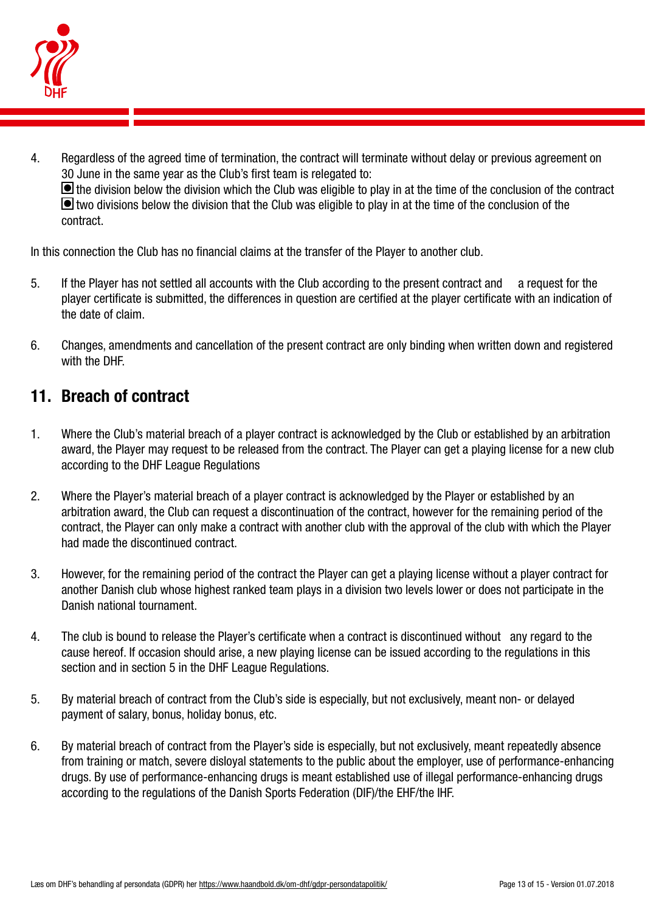4. Regardless of the agreed time of termination, the contract will terminate without delay or previous agreement on 30 June in the same year as the Club's first team is relegated to:
   ◙ the division below the division which the Club was eligible to play in at the time of the conclusion of the contract
   ◙ two divisions below the division that the Club was eligible to play in at the time of the conclusion of the contract.

In this connection the Club has no financial claims at the transfer of the Player to another club.

5. If the Player has not settled all accounts with the Club according to the present contract and a request for the player certificate is submitted, the differences in question are certified at the player certificate with an indication of the date of claim.

6. Changes, amendments and cancellation of the present contract are only binding when written down and registered with the DHF.

## 11. Breach of contract

1. Where the Club's material breach of a player contract is acknowledged by the Club or established by an arbitration award, the Player may request to be released from the contract. The Player can get a playing license for a new club according to the DHF League Regulations

2. Where the Player's material breach of a player contract is acknowledged by the Player or established by an arbitration award, the Club can request a discontinuation of the contract, however for the remaining period of the contract, the Player can only make a contract with another club with the approval of the club with which the Player had made the discontinued contract.

3. However, for the remaining period of the contract the Player can get a playing license without a player contract for another Danish club whose highest ranked team plays in a division two levels lower or does not participate in the Danish national tournament.

4. The club is bound to release the Player's certificate when a contract is discontinued without any regard to the cause hereof. If occasion should arise, a new playing license can be issued according to the regulations in this section and in section 5 in the DHF League Regulations.

5. By material breach of contract from the Club's side is especially, but not exclusively, meant non- or delayed payment of salary, bonus, holiday bonus, etc.

6. By material breach of contract from the Player's side is especially, but not exclusively, meant repeatedly absence from training or match, severe disloyal statements to the public about the employer, use of performance-enhancing drugs. By use of performance-enhancing drugs is meant established use of illegal performance-enhancing drugs according to the regulations of the Danish Sports Federation (DIF)/the EHF/the IHF.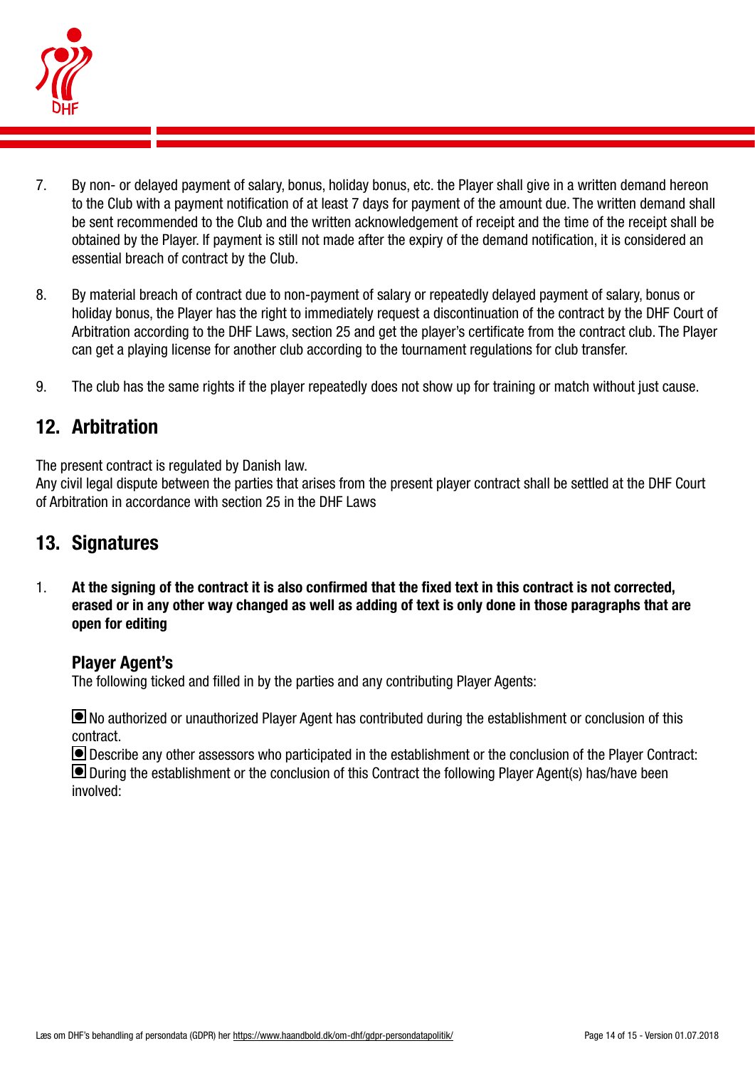7. By non- or delayed payment of salary, bonus, holiday bonus, etc. the Player shall give in a written demand hereon to the Club with a payment notification of at least 7 days for payment of the amount due. The written demand shall be sent recommended to the Club and the written acknowledgement of receipt and the time of the receipt shall be obtained by the Player. If payment is still not made after the expiry of the demand notification, it is considered an essential breach of contract by the Club.

8. By material breach of contract due to non-payment of salary or repeatedly delayed payment of salary, bonus or holiday bonus, the Player has the right to immediately request a discontinuation of the contract by the DHF Court of Arbitration according to the DHF Laws, section 25 and get the player's certificate from the contract club. The Player can get a playing license for another club according to the tournament regulations for club transfer.

9. The club has the same rights if the player repeatedly does not show up for training or match without just cause.

## 12. Arbitration

The present contract is regulated by Danish law.
Any civil legal dispute between the parties that arises from the present player contract shall be settled at the DHF Court of Arbitration in accordance with section 25 in the DHF Laws

## 13. Signatures

1. **At the signing of the contract it is also confirmed that the fixed text in this contract is not corrected, erased or in any other way changed as well as adding of text is only done in those paragraphs that are open for editing**

### Player Agent's

The following ticked and filled in by the parties and any contributing Player Agents:

☐ No authorized or unauthorized Player Agent has contributed during the establishment or conclusion of this contract.
☐ Describe any other assessors who participated in the establishment or the conclusion of the Player Contract:
☐ During the establishment or the conclusion of this Contract the following Player Agent(s) has/have been involved:

Læs om DHF's behandling af persondata (GDPR) her https://www.haandbold.dk/om-dhf/gdpr-persondatapolitik/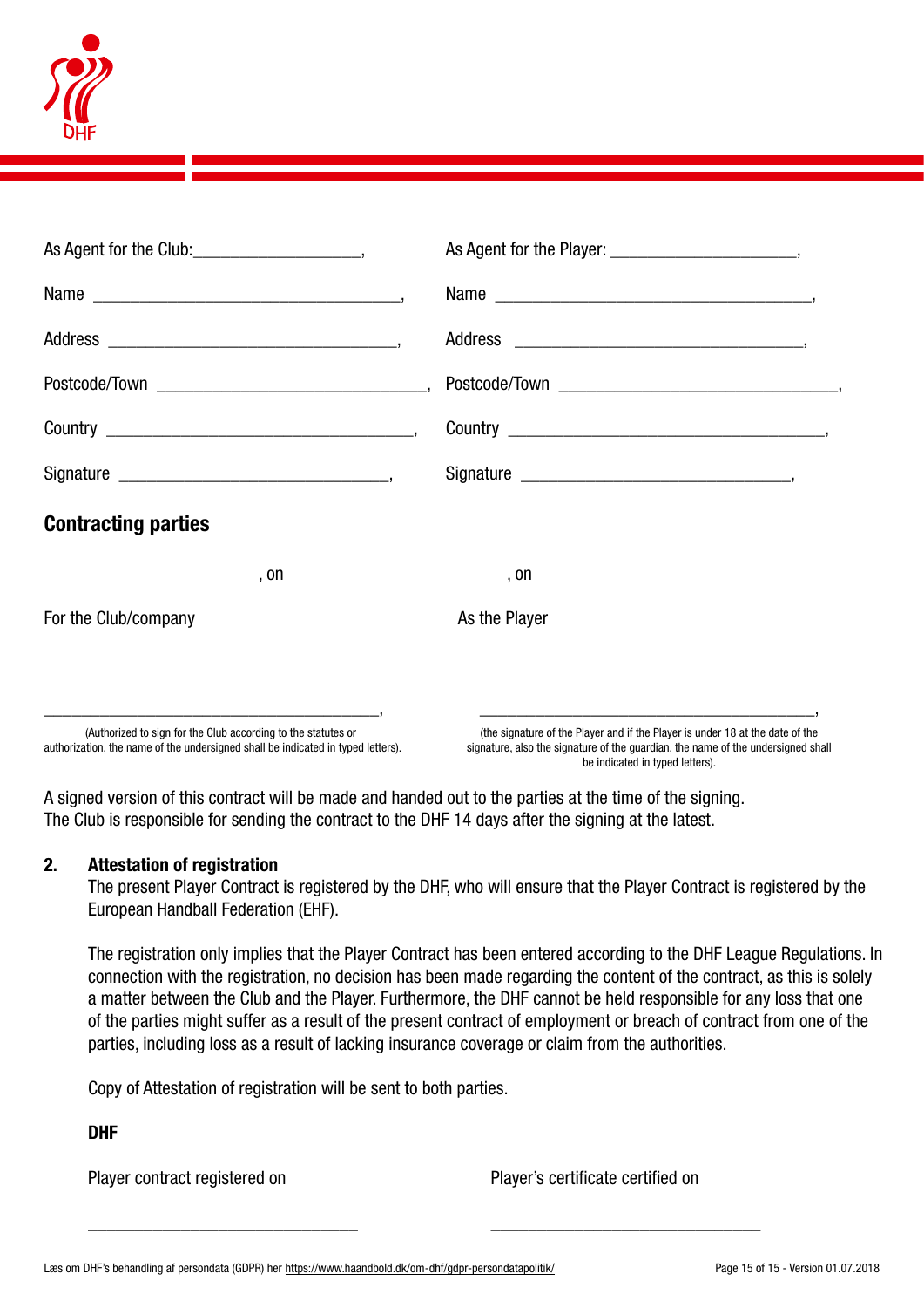| | |
|---|---|
| As Agent for the Club:___________________, | As Agent for the Player: _____________________, |
| Name __________________________________, | Name __________________________________, |
| Address ________________________________, | Address ________________________________, |
| Postcode/Town ___________________________, | Postcode/Town ___________________________, |
| Country ________________________________, | Country ________________________________, |
| Signature ______________________________, | Signature ______________________________, |

## Contracting parties

| | |
|---|---|
| , on | , on |
| For the Club/company | As the Player |
| ________________________________________, | ________________________________________, |
| (Authorized to sign for the Club according to the statutes or authorization, the name of the undersigned shall be indicated in typed letters). | (the signature of the Player and if the Player is under 18 at the date of the signature, also the signature of the guardian, the name of the undersigned shall be indicated in typed letters). |

A signed version of this contract will be made and handed out to the parties at the time of the signing.
The Club is responsible for sending the contract to the DHF 14 days after the signing at the latest.

### 2. Attestation of registration

The present Player Contract is registered by the DHF, who will ensure that the Player Contract is registered by the European Handball Federation (EHF).

The registration only implies that the Player Contract has been entered according to the DHF League Regulations. In connection with the registration, no decision has been made regarding the content of the contract, as this is solely a matter between the Club and the Player. Furthermore, the DHF cannot be held responsible for any loss that one of the parties might suffer as a result of the present contract of employment or breach of contract from one of the parties, including loss as a result of lacking insurance coverage or claim from the authorities.

Copy of Attestation of registration will be sent to both parties.

**DHF**

| | |
|---|---|
| Player contract registered on | Player's certificate certified on |
| ______________________________ | ______________________________ |

Læs om DHF's behandling af persondata (GDPR) her https://www.haandbold.dk/om-dhf/gdpr-persondatapolitik/